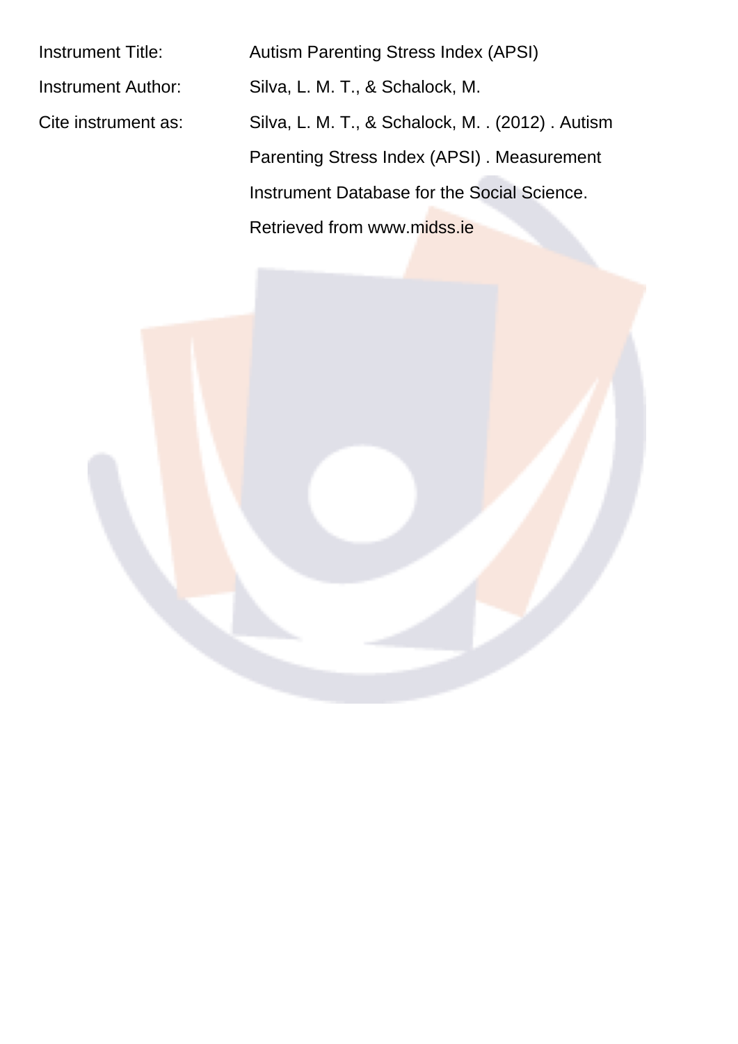Instrument Title: Autism Parenting Stress Index (APSI)

Instrument Author: Silva, L. M. T., & Schalock, M.

Cite instrument as: Silva, L. M. T., & Schalock, M. . (2012) . Autism Parenting Stress Index (APSI) . Measurement Instrument Database for the Social Science. Retrieved from www.midss.ie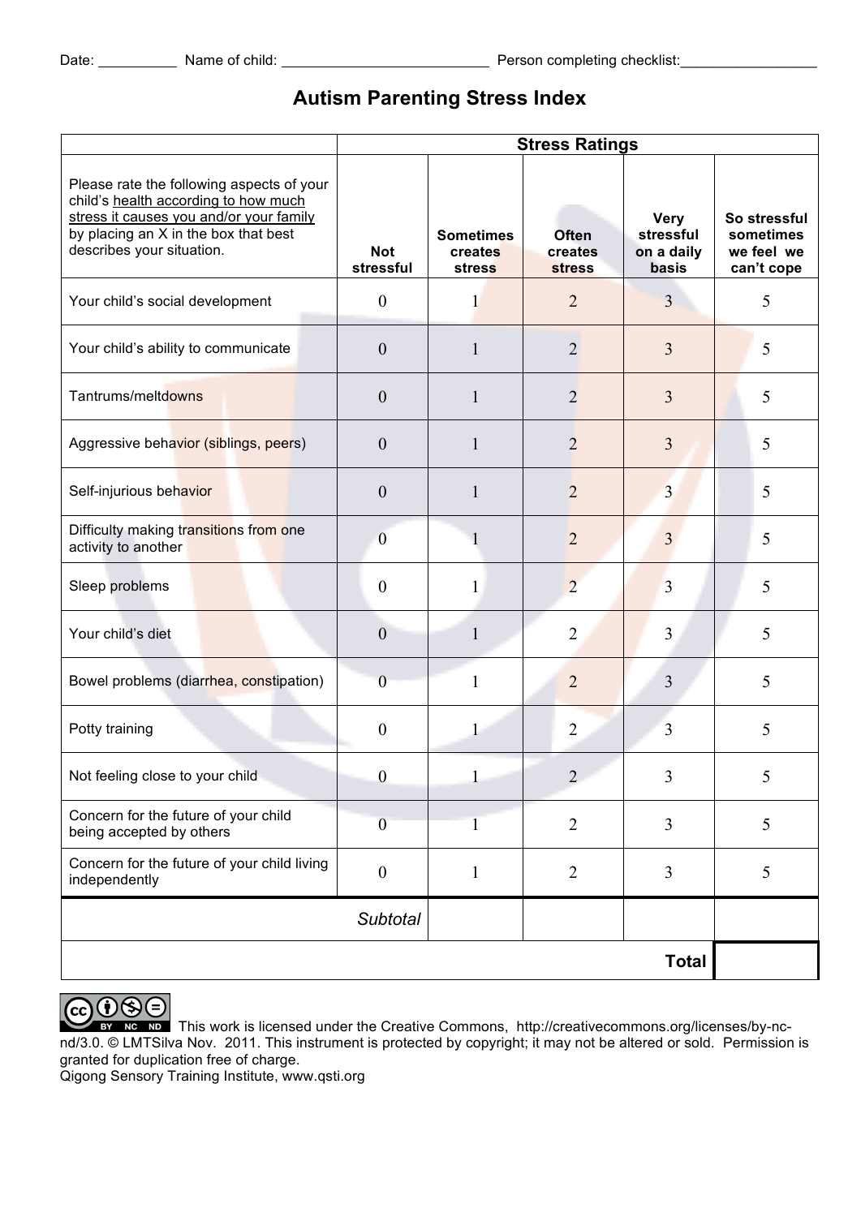Date: __________ Name of child: _________________________ Person completing checklist:_________________

# Autism Parenting Stress Index

| | Stress Ratings | | | | |
|---|---|---|---|---|---|
| Please rate the following aspects of your child's health according to how much stress it causes you and/or your family by placing an X in the box that best describes your situation. | **Not stressful** | **Sometimes creates stress** | **Often creates stress** | **Very stressful on a daily basis** | **So stressful sometimes we feel we can't cope** |
| Your child's social development | 0 | 1 | 2 | 3 | 5 |
| Your child's ability to communicate | 0 | 1 | 2 | 3 | 5 |
| Tantrums/meltdowns | 0 | 1 | 2 | 3 | 5 |
| Aggressive behavior (siblings, peers) | 0 | 1 | 2 | 3 | 5 |
| Self-injurious behavior | 0 | 1 | 2 | 3 | 5 |
| Difficulty making transitions from one activity to another | 0 | 1 | 2 | 3 | 5 |
| Sleep problems | 0 | 1 | 2 | 3 | 5 |
| Your child's diet | 0 | 1 | 2 | 3 | 5 |
| Bowel problems (diarrhea, constipation) | 0 | 1 | 2 | 3 | 5 |
| Potty training | 0 | 1 | 2 | 3 | 5 |
| Not feeling close to your child | 0 | 1 | 2 | 3 | 5 |
| Concern for the future of your child being accepted by others | 0 | 1 | 2 | 3 | 5 |
| Concern for the future of your child living independently | 0 | 1 | 2 | 3 | 5 |
| | *Subtotal* | | | | |
| | | | | **Total** | |

This work is licensed under the Creative Commons, http://creativecommons.org/licenses/by-nc-nd/3.0. © LMTSilva Nov. 2011. This instrument is protected by copyright; it may not be altered or sold. Permission is granted for duplication free of charge.
Qigong Sensory Training Institute, www.qsti.org